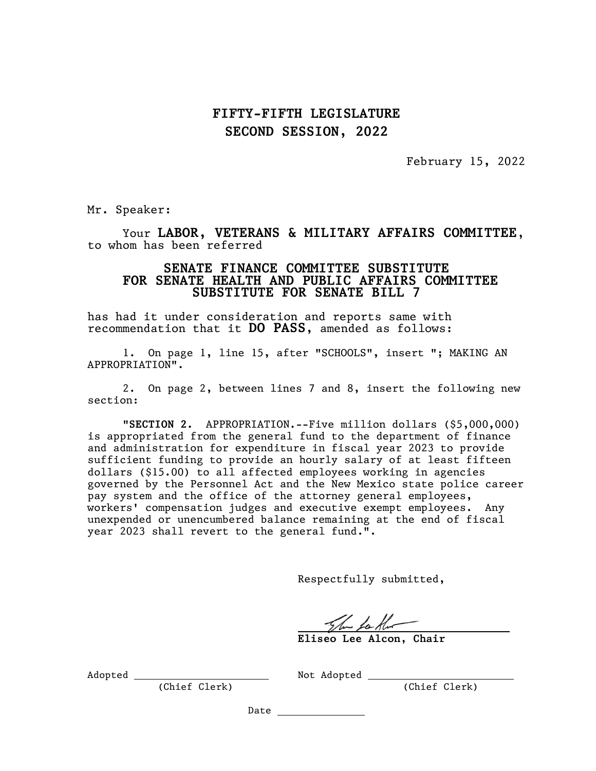## FIFTY-FIFTH LEGISLATURE
## SECOND SESSION, 2022

February 15, 2022

Mr. Speaker:

Your **LABOR, VETERANS & MILITARY AFFAIRS COMMITTEE**, to whom has been referred

**SENATE FINANCE COMMITTEE SUBSTITUTE FOR SENATE HEALTH AND PUBLIC AFFAIRS COMMITTEE SUBSTITUTE FOR SENATE BILL 7**

has had it under consideration and reports same with recommendation that it **DO PASS**, amended as follows:

1. On page 1, line 15, after "SCHOOLS", insert "; MAKING AN APPROPRIATION".

2. On page 2, between lines 7 and 8, insert the following new section:

"**SECTION 2.** APPROPRIATION.--Five million dollars ($5,000,000) is appropriated from the general fund to the department of finance and administration for expenditure in fiscal year 2023 to provide sufficient funding to provide an hourly salary of at least fifteen dollars ($15.00) to all affected employees working in agencies governed by the Personnel Act and the New Mexico state police career pay system and the office of the attorney general employees, workers' compensation judges and executive exempt employees. Any unexpended or unencumbered balance remaining at the end of fiscal year 2023 shall revert to the general fund.".

Respectfully submitted,

**Eliseo Lee Alcon, Chair**

Adopted ______________________ (Chief Clerk)

Not Adopted ______________________ (Chief Clerk)

Date ______________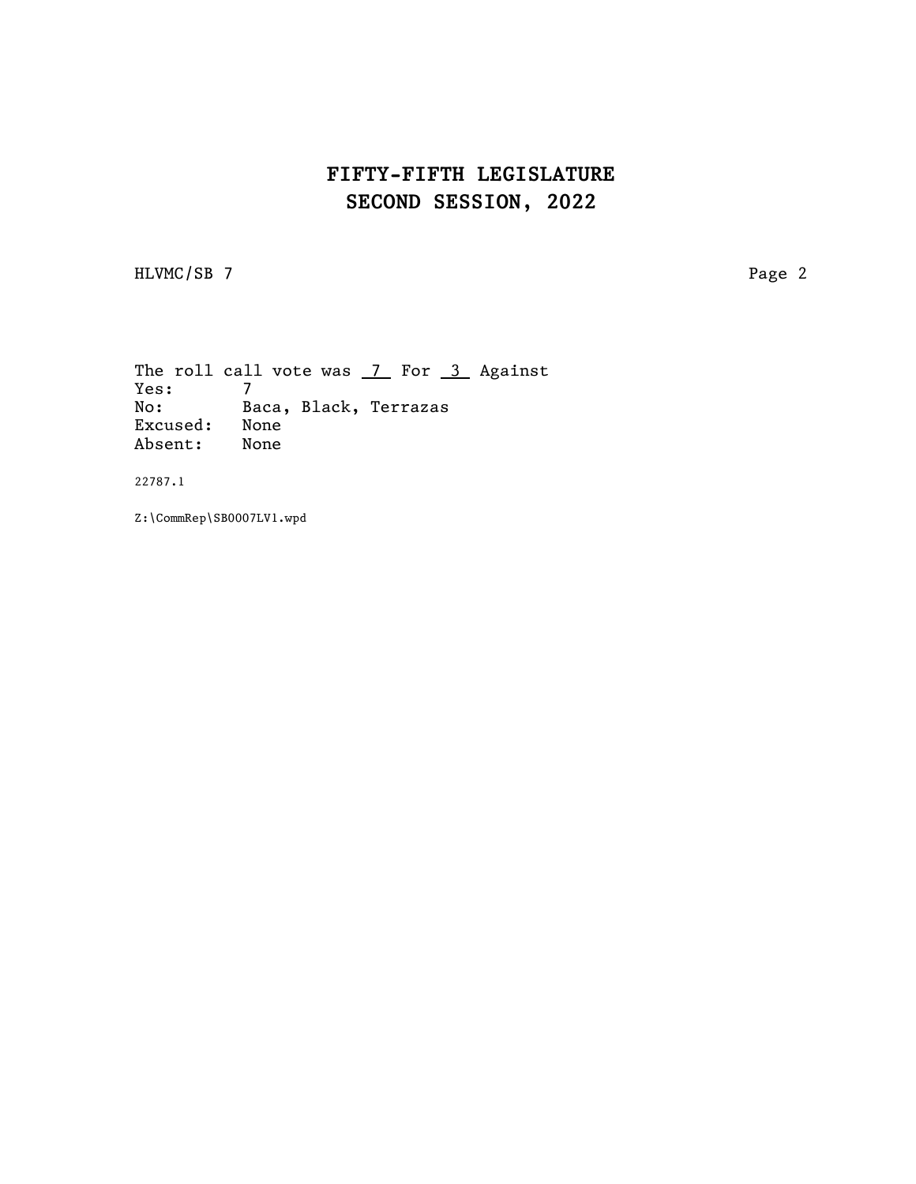# FIFTY-FIFTH LEGISLATURE
# SECOND SESSION, 2022

HLVMC/SB 7

The roll call vote was 7 For 3 Against

Yes: 7

No: Baca, Black, Terrazas

Excused: None

Absent: None

22787.1

Z:\CommRep\SB0007LV1.wpd